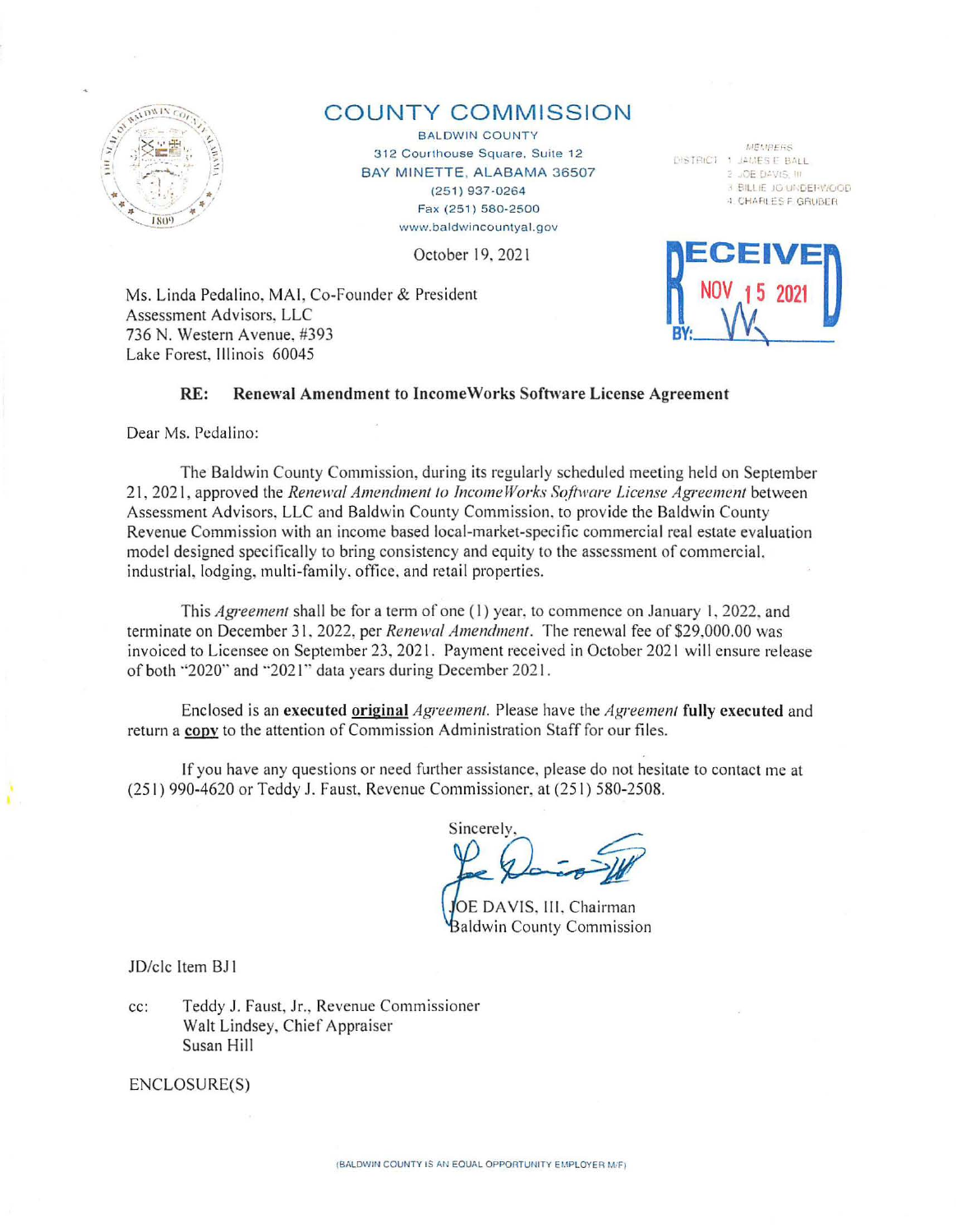# COUNTY COMMISSION

BALDWIN COUNTY
312 Courthouse Square, Suite 12
BAY MINETTE, ALABAMA 36507
(251) 937-0264
Fax (251) 580-2500
www.baldwincountyal.gov

MEMBERS
DISTRICT 1 JAMES E. BALL
2 JOE DAVIS, III
3 BILLIE JO UNDERWOOD
4 CHARLES F. GRUBER

October 19, 2021

RECEIVED
NOV 15 2021
BY:

Ms. Linda Pedalino, MAI, Co-Founder & President
Assessment Advisors, LLC
736 N. Western Avenue, #393
Lake Forest, Illinois 60045

**RE: Renewal Amendment to IncomeWorks Software License Agreement**

Dear Ms. Pedalino:

The Baldwin County Commission, during its regularly scheduled meeting held on September 21, 2021, approved the *Renewal Amendment to IncomeWorks Software License Agreement* between Assessment Advisors, LLC and Baldwin County Commission, to provide the Baldwin County Revenue Commission with an income based local-market-specific commercial real estate evaluation model designed specifically to bring consistency and equity to the assessment of commercial, industrial, lodging, multi-family, office, and retail properties.

This *Agreement* shall be for a term of one (1) year, to commence on January 1, 2022, and terminate on December 31, 2022, per *Renewal Amendment*. The renewal fee of $29,000.00 was invoiced to Licensee on September 23, 2021. Payment received in October 2021 will ensure release of both "2020" and "2021" data years during December 2021.

Enclosed is an **executed <u>original</u>** *Agreement*. Please have the *Agreement* **fully executed** and return a **<u>copy</u>** to the attention of Commission Administration Staff for our files.

If you have any questions or need further assistance, please do not hesitate to contact me at (251) 990-4620 or Teddy J. Faust, Revenue Commissioner, at (251) 580-2508.

Sincerely,

JOE DAVIS, III, Chairman
Baldwin County Commission

JD/clc Item BJ1

cc: Teddy J. Faust, Jr., Revenue Commissioner
Walt Lindsey, Chief Appraiser
Susan Hill

ENCLOSURE(S)

(BALDWIN COUNTY IS AN EQUAL OPPORTUNITY EMPLOYER M/F)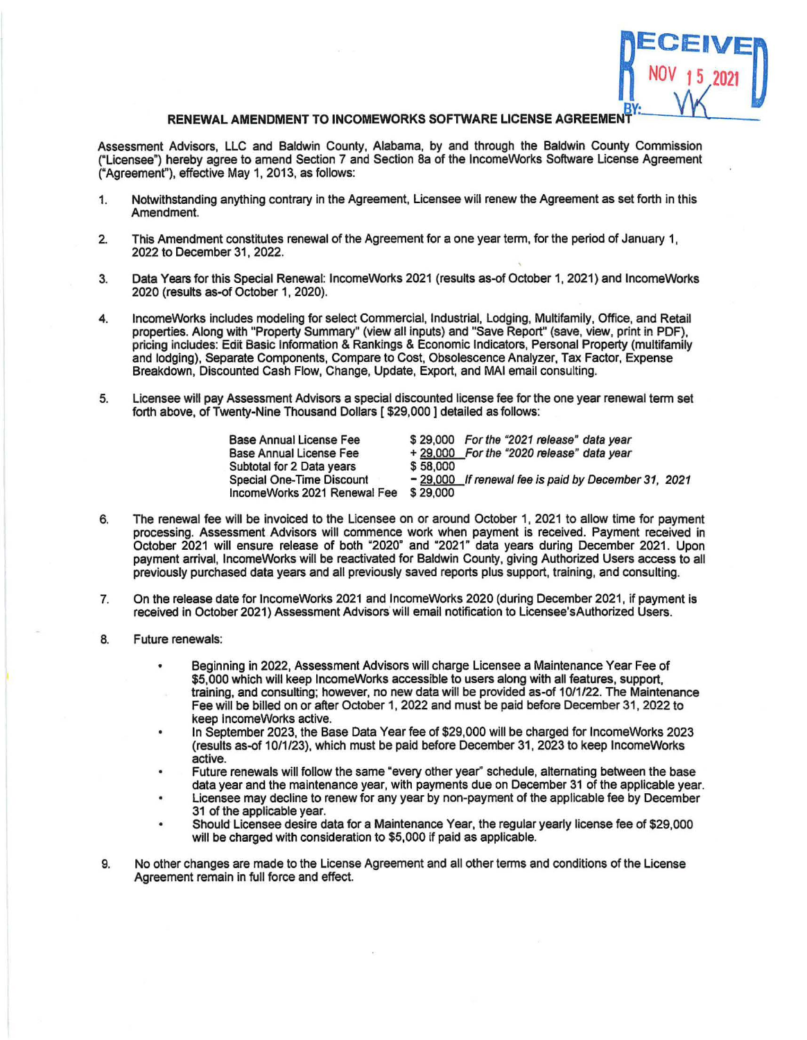RECEIVED NOV 15 2021 BY: VK

## RENEWAL AMENDMENT TO INCOMEWORKS SOFTWARE LICENSE AGREEMENT

Assessment Advisors, LLC and Baldwin County, Alabama, by and through the Baldwin County Commission ("Licensee") hereby agree to amend Section 7 and Section 8a of the IncomeWorks Software License Agreement ("Agreement"), effective May 1, 2013, as follows:

1. Notwithstanding anything contrary in the Agreement, Licensee will renew the Agreement as set forth in this Amendment.

2. This Amendment constitutes renewal of the Agreement for a one year term, for the period of January 1, 2022 to December 31, 2022.

3. Data Years for this Special Renewal: IncomeWorks 2021 (results as-of October 1, 2021) and IncomeWorks 2020 (results as-of October 1, 2020).

4. IncomeWorks includes modeling for select Commercial, Industrial, Lodging, Multifamily, Office, and Retail properties. Along with "Property Summary" (view all inputs) and "Save Report" (save, view, print in PDF), pricing includes: Edit Basic Information & Rankings & Economic Indicators, Personal Property (multifamily and lodging), Separate Components, Compare to Cost, Obsolescence Analyzer, Tax Factor, Expense Breakdown, Discounted Cash Flow, Change, Update, Export, and MAI email consulting.

5. Licensee will pay Assessment Advisors a special discounted license fee for the one year renewal term set forth above, of Twenty-Nine Thousand Dollars [ $29,000 ] detailed as follows:

| | | |
|---|---|---|
| Base Annual License Fee | $ 29,000 | *For the "2021 release" data year* |
| Base Annual License Fee | + 29,000 | *For the "2020 release" data year* |
| Subtotal for 2 Data years | $ 58,000 | |
| Special One-Time Discount | − 29,000 | *If renewal fee is paid by December 31, 2021* |
| IncomeWorks 2021 Renewal Fee | $ 29,000 | |

6. The renewal fee will be invoiced to the Licensee on or around October 1, 2021 to allow time for payment processing. Assessment Advisors will commence work when payment is received. Payment received in October 2021 will ensure release of both "2020" and "2021" data years during December 2021. Upon payment arrival, IncomeWorks will be reactivated for Baldwin County, giving Authorized Users access to all previously purchased data years and all previously saved reports plus support, training, and consulting.

7. On the release date for IncomeWorks 2021 and IncomeWorks 2020 (during December 2021, if payment is received in October 2021) Assessment Advisors will email notification to Licensee'sAuthorized Users.

8. Future renewals:

   - Beginning in 2022, Assessment Advisors will charge Licensee a Maintenance Year Fee of $5,000 which will keep IncomeWorks accessible to users along with all features, support, training, and consulting; however, no new data will be provided as-of 10/1/22. The Maintenance Fee will be billed on or after October 1, 2022 and must be paid before December 31, 2022 to keep IncomeWorks active.
   - In September 2023, the Base Data Year fee of $29,000 will be charged for IncomeWorks 2023 (results as-of 10/1/23), which must be paid before December 31, 2023 to keep IncomeWorks active.
   - Future renewals will follow the same "every other year" schedule, alternating between the base data year and the maintenance year, with payments due on December 31 of the applicable year.
   - Licensee may decline to renew for any year by non-payment of the applicable fee by December 31 of the applicable year.
   - Should Licensee desire data for a Maintenance Year, the regular yearly license fee of $29,000 will be charged with consideration to $5,000 if paid as applicable.

9. No other changes are made to the License Agreement and all other terms and conditions of the License Agreement remain in full force and effect.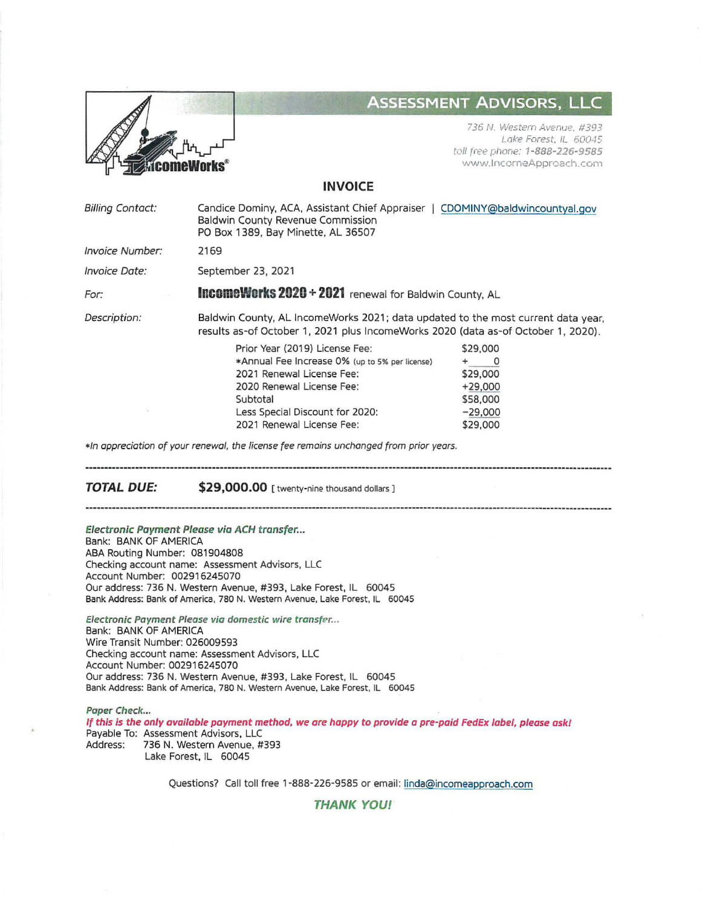# ASSESSMENT ADVISORS, LLC

IncomeWorks®

736 N. Western Avenue, #393
Lake Forest, IL 60045
toll free phone: 1-888-226-9585
www.IncomeApproach.com

## INVOICE

| | |
|---|---|
| *Billing Contact:* | Candice Dominy, ACA, Assistant Chief Appraiser \| CDOMINY@baldwincountyal.gov<br>Baldwin County Revenue Commission<br>PO Box 1389, Bay Minette, AL 36507 |
| *Invoice Number:* | 2169 |
| *Invoice Date:* | September 23, 2021 |
| *For:* | **IncomeWorks 2020 + 2021** renewal for Baldwin County, AL |
| *Description:* | Baldwin County, AL IncomeWorks 2021; data updated to the most current data year, results as-of October 1, 2021 plus IncomeWorks 2020 (data as-of October 1, 2020). |

| | |
|---|---|
| Prior Year (2019) License Fee: | $29,000 |
| *Annual Fee Increase 0% (up to 5% per license) | + 0 |
| 2021 Renewal License Fee: | $29,000 |
| 2020 Renewal License Fee: | +29,000 |
| Subtotal | $58,000 |
| Less Special Discount for 2020: | −29,000 |
| 2021 Renewal License Fee: | $29,000 |

*\*In appreciation of your renewal, the license fee remains unchanged from prior years.*

---

***TOTAL DUE:*** **$29,000.00** [ twenty-nine thousand dollars ]

---

***Electronic Payment Please via ACH transfer...***
Bank: BANK OF AMERICA
ABA Routing Number: 081904808
Checking account name: Assessment Advisors, LLC
Account Number: 002916245070
Our address: 736 N. Western Avenue, #393, Lake Forest, IL 60045
Bank Address: Bank of America, 780 N. Western Avenue, Lake Forest, IL 60045

***Electronic Payment Please via domestic wire transfer...***
Bank: BANK OF AMERICA
Wire Transit Number: 026009593
Checking account name: Assessment Advisors, LLC
Account Number: 002916245070
Our address: 736 N. Western Avenue, #393, Lake Forest, IL 60045
Bank Address: Bank of America, 780 N. Western Avenue, Lake Forest, IL 60045

***Paper Check...***
***If this is the only available payment method, we are happy to provide a pre-paid FedEx label, please ask!***
Payable To: Assessment Advisors, LLC
Address: 736 N. Western Avenue, #393
Lake Forest, IL 60045

Questions? Call toll free 1-888-226-9585 or email: linda@incomeapproach.com

***THANK YOU!***